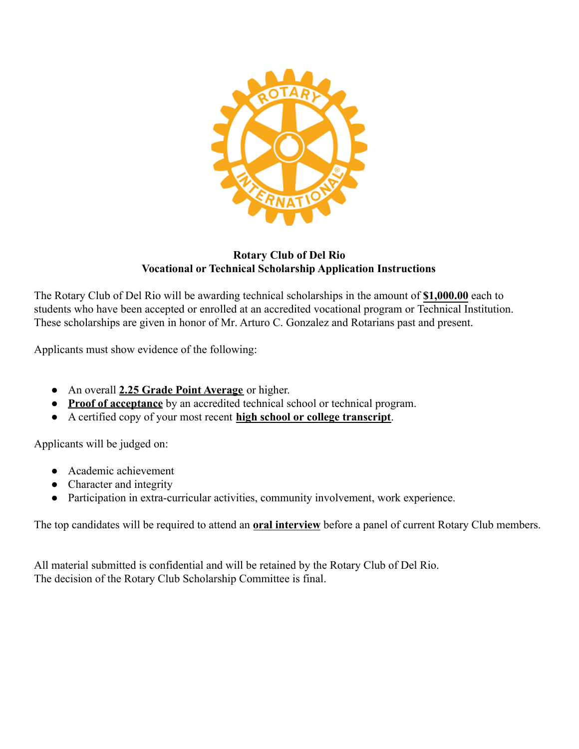**Rotary Club of Del Rio**
**Vocational or Technical Scholarship Application Instructions**

The Rotary Club of Del Rio will be awarding technical scholarships in the amount of **$1,000.00** each to students who have been accepted or enrolled at an accredited vocational program or Technical Institution. These scholarships are given in honor of Mr. Arturo C. Gonzalez and Rotarians past and present.

Applicants must show evidence of the following:

- An overall **2.25 Grade Point Average** or higher.
- **Proof of acceptance** by an accredited technical school or technical program.
- A certified copy of your most recent **high school or college transcript**.

Applicants will be judged on:

- Academic achievement
- Character and integrity
- Participation in extra-curricular activities, community involvement, work experience.

The top candidates will be required to attend an **oral interview** before a panel of current Rotary Club members.

All material submitted is confidential and will be retained by the Rotary Club of Del Rio.
The decision of the Rotary Club Scholarship Committee is final.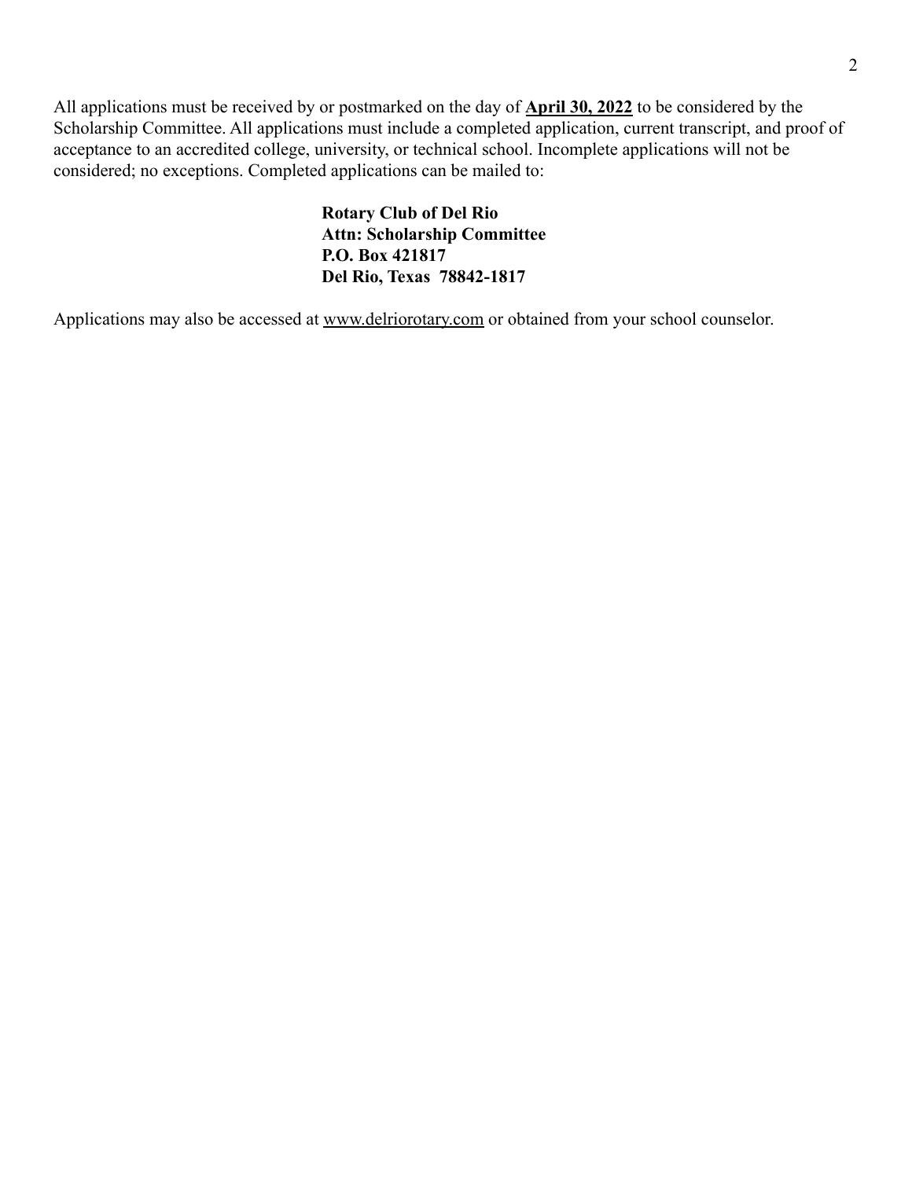All applications must be received by or postmarked on the day of **<u>April 30, 2022</u>** to be considered by the Scholarship Committee. All applications must include a completed application, current transcript, and proof of acceptance to an accredited college, university, or technical school. Incomplete applications will not be considered; no exceptions. Completed applications can be mailed to:

**Rotary Club of Del Rio**
**Attn: Scholarship Committee**
**P.O. Box 421817**
**Del Rio, Texas 78842-1817**

Applications may also be accessed at www.delriorotary.com or obtained from your school counselor.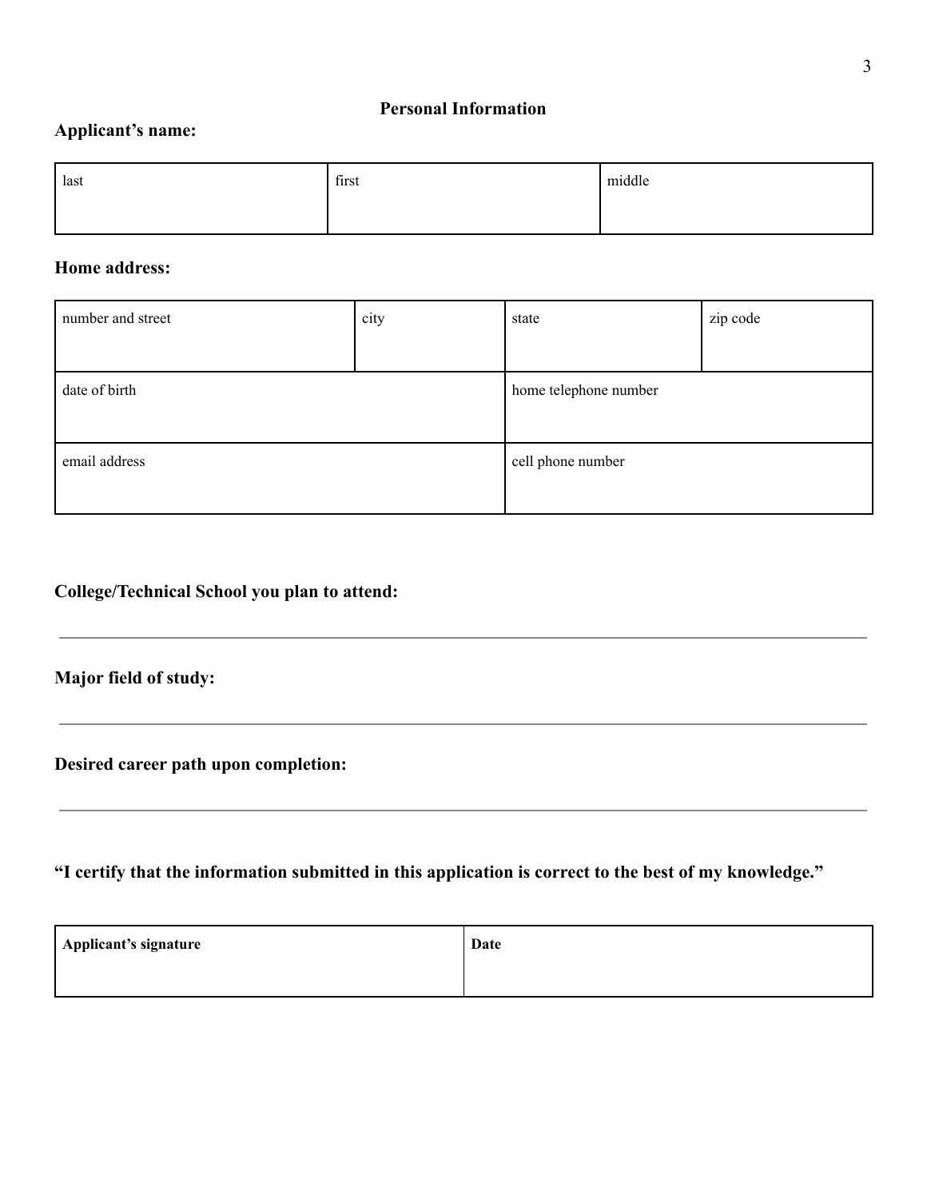## Personal Information

**Applicant's name:**

| last | first | middle |
|---|---|---|
| | | |

**Home address:**

| number and street | city | state | zip code |
|---|---|---|---|
| | | | |
| date of birth | | home telephone number | |
| email address | | cell phone number | |

**College/Technical School you plan to attend:**

---

**Major field of study:**

---

**Desired career path upon completion:**

---

**"I certify that the information submitted in this application is correct to the best of my knowledge."**

| **Applicant's signature** | **Date** |
|---|---|
| | |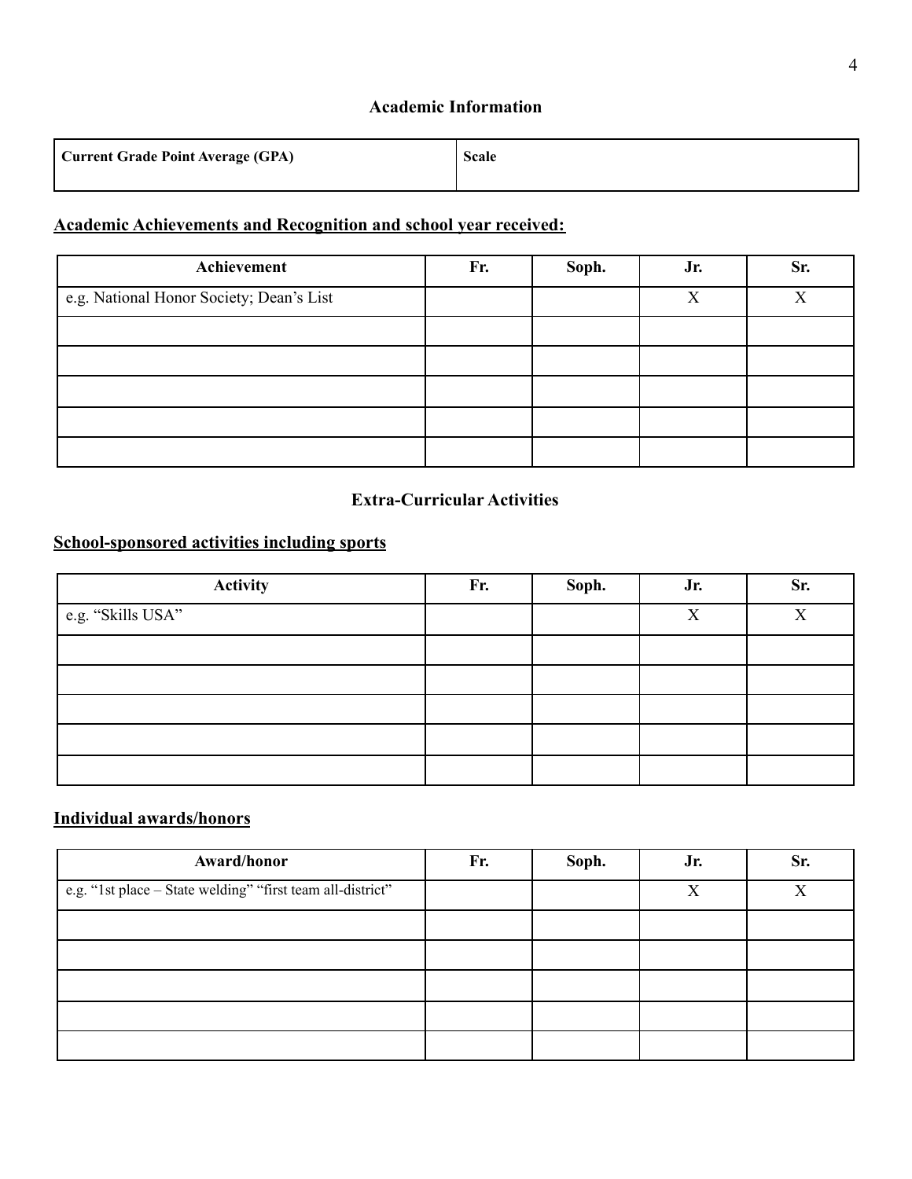## Academic Information

| Current Grade Point Average (GPA) | Scale |
|---|---|
| | |

**Academic Achievements and Recognition and school year received:**

| Achievement | Fr. | Soph. | Jr. | Sr. |
|---|---|---|---|---|
| e.g. National Honor Society; Dean's List | | | X | X |
| | | | | |
| | | | | |
| | | | | |
| | | | | |
| | | | | |

## Extra-Curricular Activities

**School-sponsored activities including sports**

| Activity | Fr. | Soph. | Jr. | Sr. |
|---|---|---|---|---|
| e.g. "Skills USA" | | | X | X |
| | | | | |
| | | | | |
| | | | | |
| | | | | |
| | | | | |

**Individual awards/honors**

| Award/honor | Fr. | Soph. | Jr. | Sr. |
|---|---|---|---|---|
| e.g. "1st place – State welding" "first team all-district" | | | X | X |
| | | | | |
| | | | | |
| | | | | |
| | | | | |
| | | | | |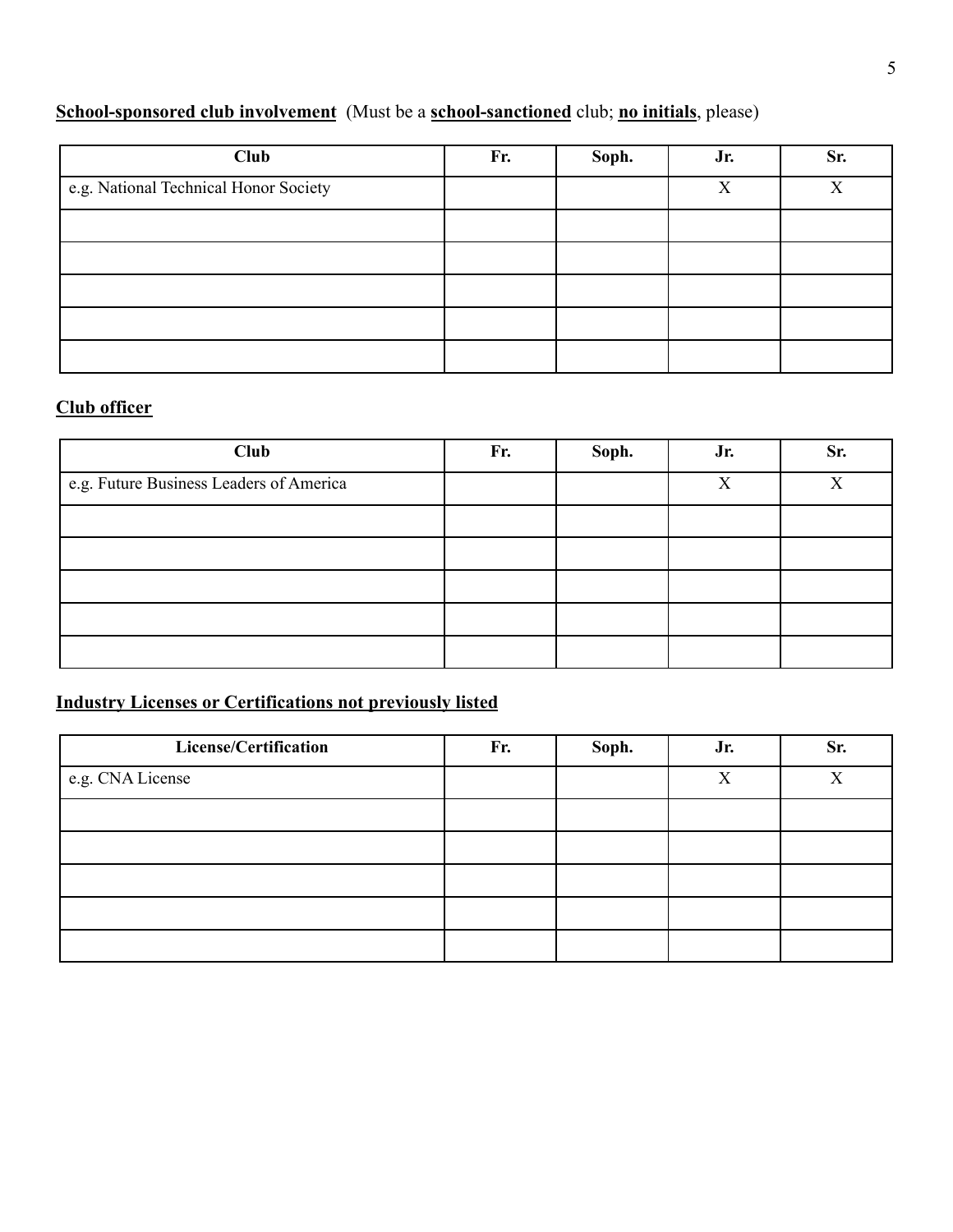**School-sponsored club involvement** (Must be a **school-sanctioned** club; **no initials**, please)

| Club | Fr. | Soph. | Jr. | Sr. |
|---|---|---|---|---|
| e.g. National Technical Honor Society | | | X | X |
| | | | | |
| | | | | |
| | | | | |
| | | | | |
| | | | | |

**Club officer**

| Club | Fr. | Soph. | Jr. | Sr. |
|---|---|---|---|---|
| e.g. Future Business Leaders of America | | | X | X |
| | | | | |
| | | | | |
| | | | | |
| | | | | |
| | | | | |

**Industry Licenses or Certifications not previously listed**

| License/Certification | Fr. | Soph. | Jr. | Sr. |
|---|---|---|---|---|
| e.g. CNA License | | | X | X |
| | | | | |
| | | | | |
| | | | | |
| | | | | |
| | | | | |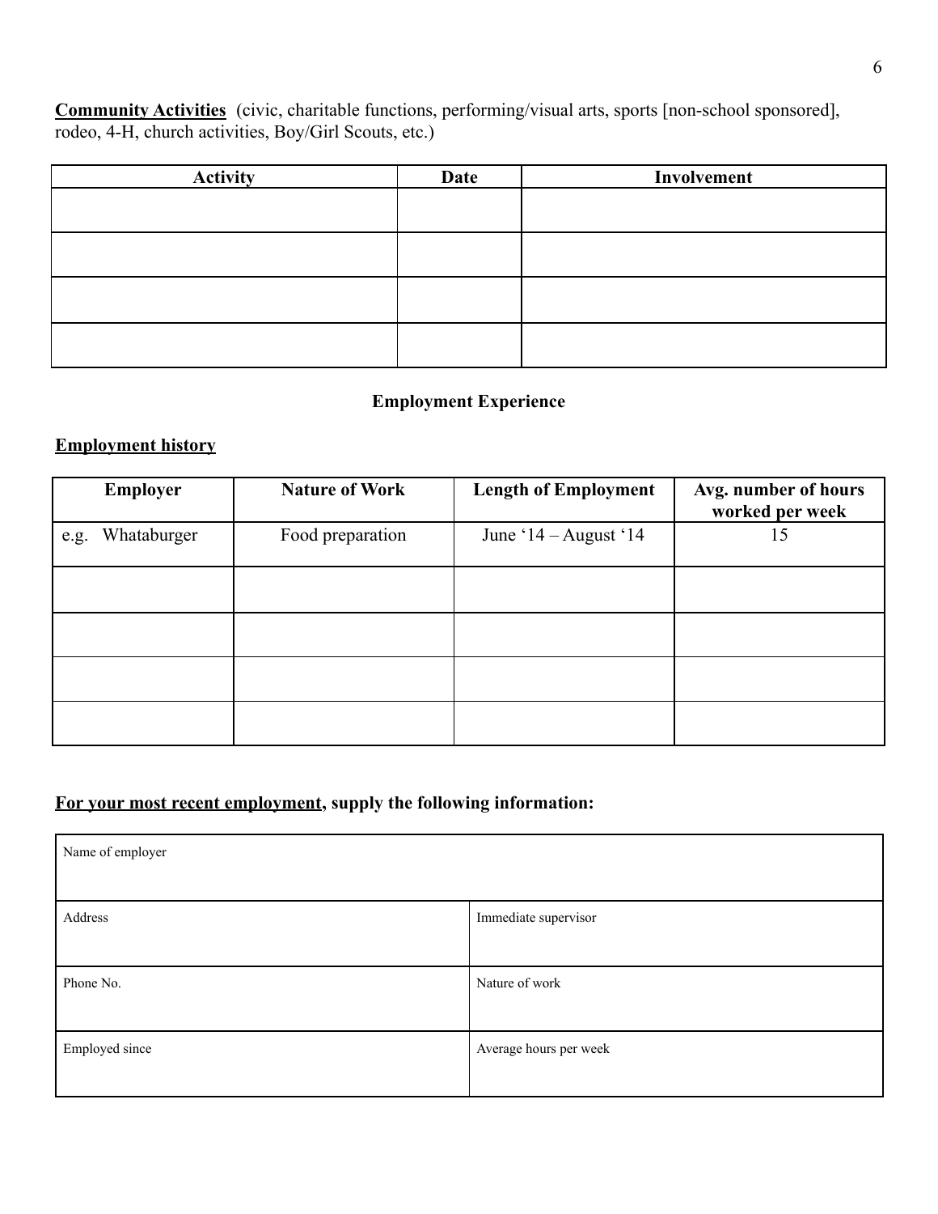**<u>Community Activities</u>** (civic, charitable functions, performing/visual arts, sports [non-school sponsored], rodeo, 4-H, church activities, Boy/Girl Scouts, etc.)

| Activity | Date | Involvement |
|---|---|---|
| | | |
| | | |
| | | |
| | | |

**Employment Experience**

**<u>Employment history</u>**

| Employer | Nature of Work | Length of Employment | Avg. number of hours worked per week |
|---|---|---|---|
| e.g. Whataburger | Food preparation | June '14 – August '14 | 15 |
| | | | |
| | | | |
| | | | |
| | | | |

**<u>For your most recent employment</u>, supply the following information:**

| Name of employer | |
|---|---|
| Address | Immediate supervisor |
| Phone No. | Nature of work |
| Employed since | Average hours per week |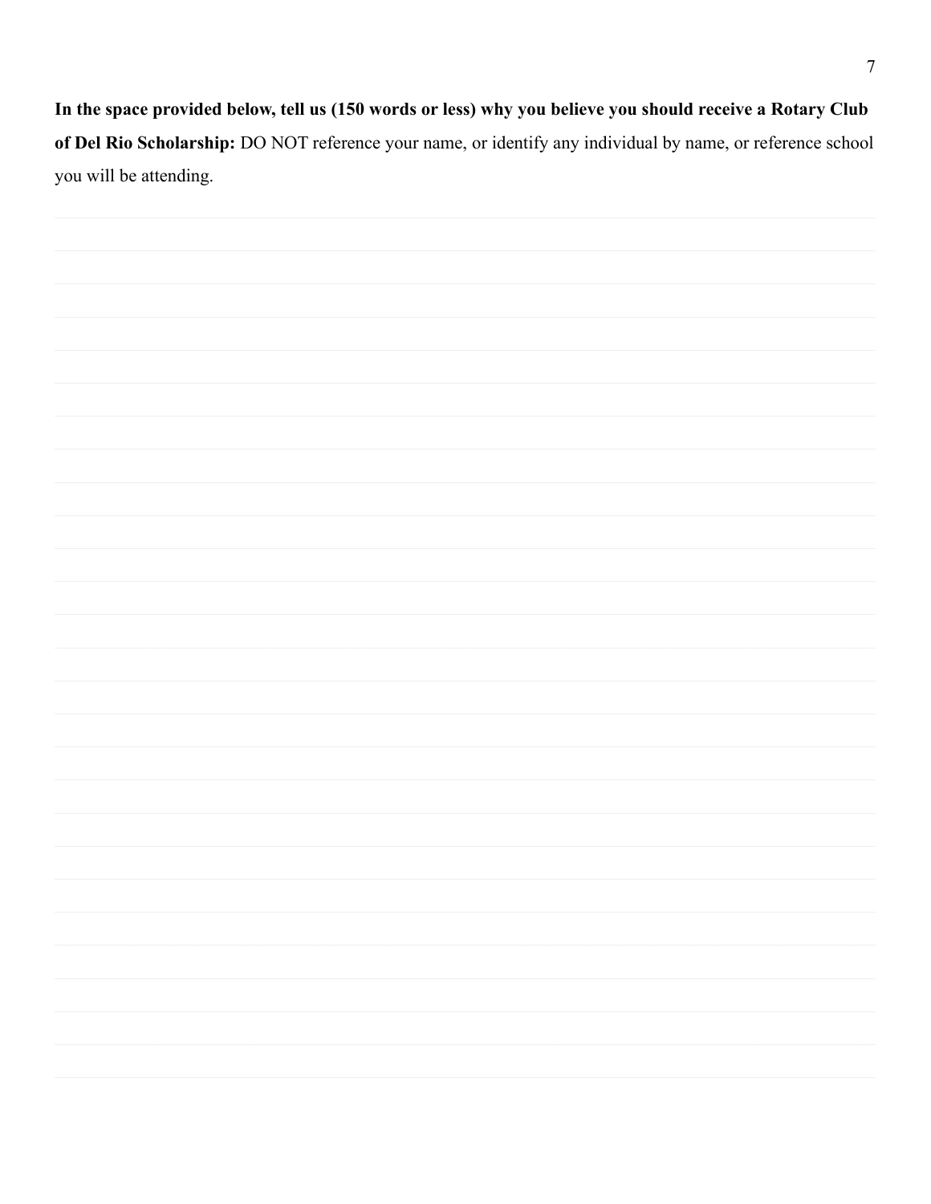**In the space provided below, tell us (150 words or less) why you believe you should receive a Rotary Club of Del Rio Scholarship:** DO NOT reference your name, or identify any individual by name, or reference school you will be attending.